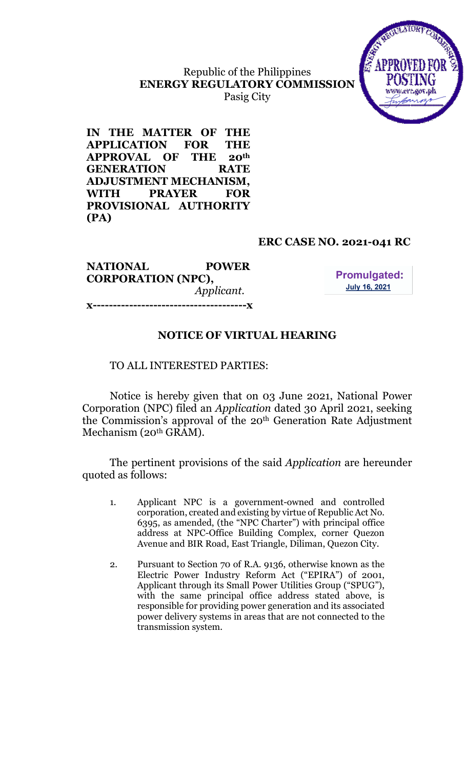Republic of the Philippines
**ENERGY REGULATORY COMMISSION**
Pasig City

**IN THE MATTER OF THE APPLICATION FOR THE APPROVAL OF THE 20th GENERATION RATE ADJUSTMENT MECHANISM, WITH PRAYER FOR PROVISIONAL AUTHORITY (PA)**

**ERC CASE NO. 2021-041 RC**

**NATIONAL POWER CORPORATION (NPC),**
*Applicant.*

**Promulgated:**
**July 16, 2021**

**x-------------------------------------x**

## NOTICE OF VIRTUAL HEARING

TO ALL INTERESTED PARTIES:

Notice is hereby given that on 03 June 2021, National Power Corporation (NPC) filed an *Application* dated 30 April 2021, seeking the Commission's approval of the 20th Generation Rate Adjustment Mechanism (20th GRAM).

The pertinent provisions of the said *Application* are hereunder quoted as follows:

1. Applicant NPC is a government-owned and controlled corporation, created and existing by virtue of Republic Act No. 6395, as amended, (the "NPC Charter") with principal office address at NPC-Office Building Complex, corner Quezon Avenue and BIR Road, East Triangle, Diliman, Quezon City.

2. Pursuant to Section 70 of R.A. 9136, otherwise known as the Electric Power Industry Reform Act ("EPIRA") of 2001, Applicant through its Small Power Utilities Group ("SPUG"), with the same principal office address stated above, is responsible for providing power generation and its associated power delivery systems in areas that are not connected to the transmission system.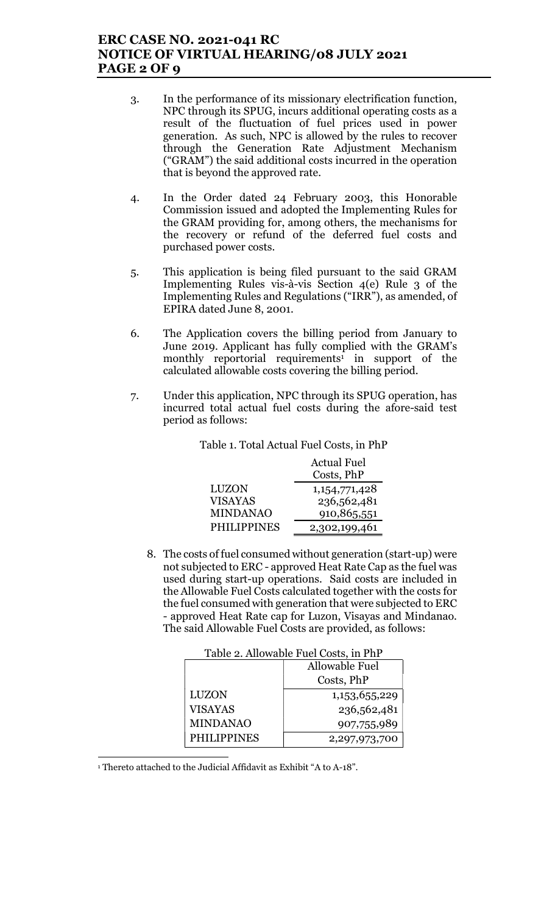3. In the performance of its missionary electrification function, NPC through its SPUG, incurs additional operating costs as a result of the fluctuation of fuel prices used in power generation. As such, NPC is allowed by the rules to recover through the Generation Rate Adjustment Mechanism ("GRAM") the said additional costs incurred in the operation that is beyond the approved rate.

4. In the Order dated 24 February 2003, this Honorable Commission issued and adopted the Implementing Rules for the GRAM providing for, among others, the mechanisms for the recovery or refund of the deferred fuel costs and purchased power costs.

5. This application is being filed pursuant to the said GRAM Implementing Rules vis-à-vis Section 4(e) Rule 3 of the Implementing Rules and Regulations ("IRR"), as amended, of EPIRA dated June 8, 2001.

6. The Application covers the billing period from January to June 2019. Applicant has fully complied with the GRAM's monthly reportorial requirements[1] in support of the calculated allowable costs covering the billing period.

7. Under this application, NPC through its SPUG operation, has incurred total actual fuel costs during the afore-said test period as follows:

Table 1. Total Actual Fuel Costs, in PhP

| | Actual Fuel Costs, PhP |
|---|---|
| LUZON | 1,154,771,428 |
| VISAYAS | 236,562,481 |
| MINDANAO | 910,865,551 |
| PHILIPPINES | 2,302,199,461 |

8. The costs of fuel consumed without generation (start-up) were not subjected to ERC - approved Heat Rate Cap as the fuel was used during start-up operations. Said costs are included in the Allowable Fuel Costs calculated together with the costs for the fuel consumed with generation that were subjected to ERC - approved Heat Rate cap for Luzon, Visayas and Mindanao. The said Allowable Fuel Costs are provided, as follows:

Table 2. Allowable Fuel Costs, in PhP

| | Allowable Fuel Costs, PhP |
|---|---|
| LUZON | 1,153,655,229 |
| VISAYAS | 236,562,481 |
| MINDANAO | 907,755,989 |
| PHILIPPINES | 2,297,973,700 |

[1] Thereto attached to the Judicial Affidavit as Exhibit "A to A-18".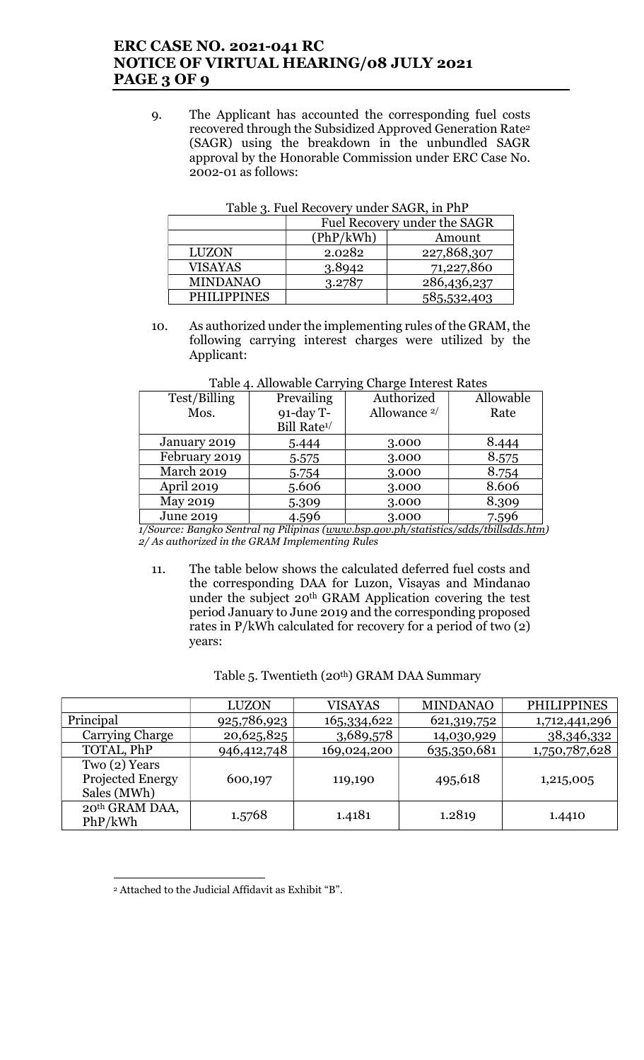9. The Applicant has accounted the corresponding fuel costs recovered through the Subsidized Approved Generation Rate[2] (SAGR) using the breakdown in the unbundled SAGR approval by the Honorable Commission under ERC Case No. 2002-01 as follows:

Table 3. Fuel Recovery under SAGR, in PhP

| | Fuel Recovery under the SAGR | |
|---|---|---|
| | (PhP/kWh) | Amount |
| LUZON | 2.0282 | 227,868,307 |
| VISAYAS | 3.8942 | 71,227,860 |
| MINDANAO | 3.2787 | 286,436,237 |
| PHILIPPINES | | 585,532,403 |

10. As authorized under the implementing rules of the GRAM, the following carrying interest charges were utilized by the Applicant:

Table 4. Allowable Carrying Charge Interest Rates

| Test/Billing Mos. | Prevailing 91-day T-Bill Rate[1/] | Authorized Allowance [2/] | Allowable Rate |
|---|---|---|---|
| January 2019 | 5.444 | 3.000 | 8.444 |
| February 2019 | 5.575 | 3.000 | 8.575 |
| March 2019 | 5.754 | 3.000 | 8.754 |
| April 2019 | 5.606 | 3.000 | 8.606 |
| May 2019 | 5.309 | 3.000 | 8.309 |
| June 2019 | 4.596 | 3.000 | 7.596 |

*1/Source: Bangko Sentral ng Pilipinas (www.bsp.gov.ph/statistics/sdds/tbillsdds.htm)*
*2/ As authorized in the GRAM Implementing Rules*

11. The table below shows the calculated deferred fuel costs and the corresponding DAA for Luzon, Visayas and Mindanao under the subject 20th GRAM Application covering the test period January to June 2019 and the corresponding proposed rates in P/kWh calculated for recovery for a period of two (2) years:

Table 5. Twentieth (20th) GRAM DAA Summary

| | LUZON | VISAYAS | MINDANAO | PHILIPPINES |
|---|---|---|---|---|
| Principal | 925,786,923 | 165,334,622 | 621,319,752 | 1,712,441,296 |
| Carrying Charge | 20,625,825 | 3,689,578 | 14,030,929 | 38,346,332 |
| TOTAL, PhP | 946,412,748 | 169,024,200 | 635,350,681 | 1,750,787,628 |
| Two (2) Years Projected Energy Sales (MWh) | 600,197 | 119,190 | 495,618 | 1,215,005 |
| 20th GRAM DAA, PhP/kWh | 1.5768 | 1.4181 | 1.2819 | 1.4410 |

[2] Attached to the Judicial Affidavit as Exhibit "B".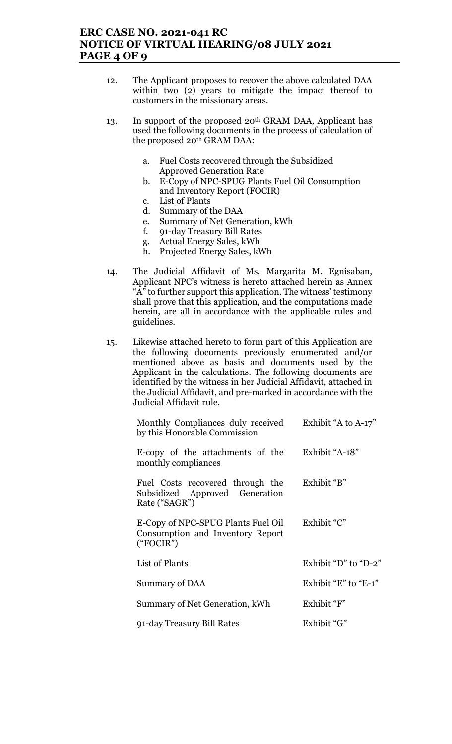12. The Applicant proposes to recover the above calculated DAA within two (2) years to mitigate the impact thereof to customers in the missionary areas.

13. In support of the proposed 20th GRAM DAA, Applicant has used the following documents in the process of calculation of the proposed 20th GRAM DAA:

    a. Fuel Costs recovered through the Subsidized Approved Generation Rate
    b. E-Copy of NPC-SPUG Plants Fuel Oil Consumption and Inventory Report (FOCIR)
    c. List of Plants
    d. Summary of the DAA
    e. Summary of Net Generation, kWh
    f. 91-day Treasury Bill Rates
    g. Actual Energy Sales, kWh
    h. Projected Energy Sales, kWh

14. The Judicial Affidavit of Ms. Margarita M. Egnisaban, Applicant NPC's witness is hereto attached herein as Annex "A" to further support this application. The witness' testimony shall prove that this application, and the computations made herein, are all in accordance with the applicable rules and guidelines.

15. Likewise attached hereto to form part of this Application are the following documents previously enumerated and/or mentioned above as basis and documents used by the Applicant in the calculations. The following documents are identified by the witness in her Judicial Affidavit, attached in the Judicial Affidavit, and pre-marked in accordance with the Judicial Affidavit rule.

| Document | Exhibit |
|---|---|
| Monthly Compliances duly received by this Honorable Commission | Exhibit "A to A-17" |
| E-copy of the attachments of the monthly compliances | Exhibit "A-18" |
| Fuel Costs recovered through the Subsidized Approved Generation Rate ("SAGR") | Exhibit "B" |
| E-Copy of NPC-SPUG Plants Fuel Oil Consumption and Inventory Report ("FOCIR") | Exhibit "C" |
| List of Plants | Exhibit "D" to "D-2" |
| Summary of DAA | Exhibit "E" to "E-1" |
| Summary of Net Generation, kWh | Exhibit "F" |
| 91-day Treasury Bill Rates | Exhibit "G" |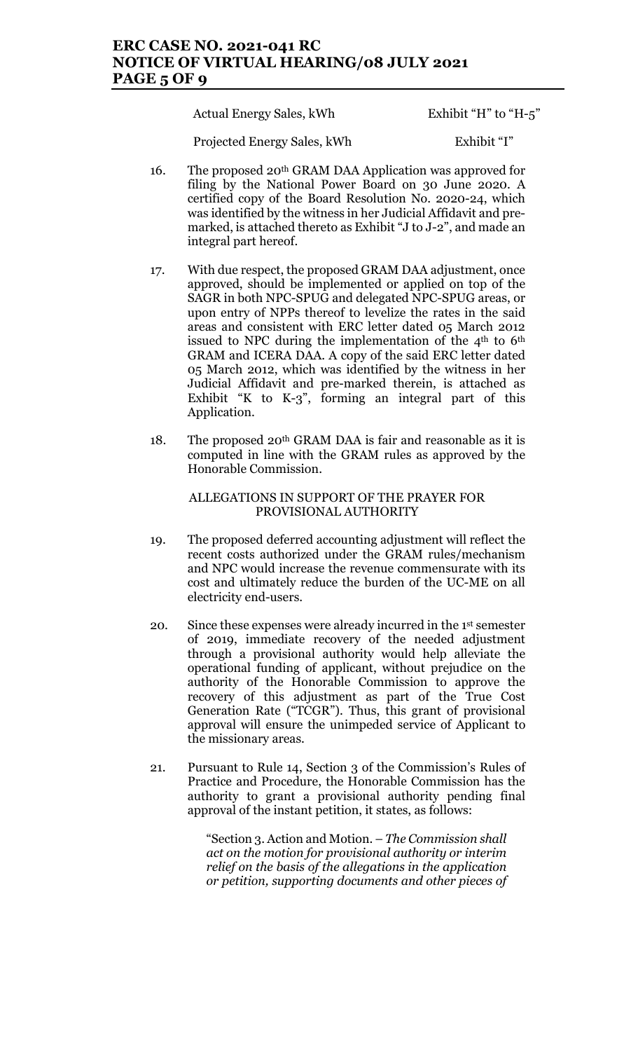| | |
|---|---|
| Actual Energy Sales, kWh | Exhibit "H" to "H-5" |
| Projected Energy Sales, kWh | Exhibit "I" |

16. The proposed 20th GRAM DAA Application was approved for filing by the National Power Board on 30 June 2020. A certified copy of the Board Resolution No. 2020-24, which was identified by the witness in her Judicial Affidavit and pre-marked, is attached thereto as Exhibit "J to J-2", and made an integral part hereof.

17. With due respect, the proposed GRAM DAA adjustment, once approved, should be implemented or applied on top of the SAGR in both NPC-SPUG and delegated NPC-SPUG areas, or upon entry of NPPs thereof to levelize the rates in the said areas and consistent with ERC letter dated 05 March 2012 issued to NPC during the implementation of the 4th to 6th GRAM and ICERA DAA. A copy of the said ERC letter dated 05 March 2012, which was identified by the witness in her Judicial Affidavit and pre-marked therein, is attached as Exhibit "K to K-3", forming an integral part of this Application.

18. The proposed 20th GRAM DAA is fair and reasonable as it is computed in line with the GRAM rules as approved by the Honorable Commission.

ALLEGATIONS IN SUPPORT OF THE PRAYER FOR PROVISIONAL AUTHORITY

19. The proposed deferred accounting adjustment will reflect the recent costs authorized under the GRAM rules/mechanism and NPC would increase the revenue commensurate with its cost and ultimately reduce the burden of the UC-ME on all electricity end-users.

20. Since these expenses were already incurred in the 1st semester of 2019, immediate recovery of the needed adjustment through a provisional authority would help alleviate the operational funding of applicant, without prejudice on the authority of the Honorable Commission to approve the recovery of this adjustment as part of the True Cost Generation Rate ("TCGR"). Thus, this grant of provisional approval will ensure the unimpeded service of Applicant to the missionary areas.

21. Pursuant to Rule 14, Section 3 of the Commission's Rules of Practice and Procedure, the Honorable Commission has the authority to grant a provisional authority pending final approval of the instant petition, it states, as follows:

> "Section 3. Action and Motion. – *The Commission shall act on the motion for provisional authority or interim relief on the basis of the allegations in the application or petition, supporting documents and other pieces of*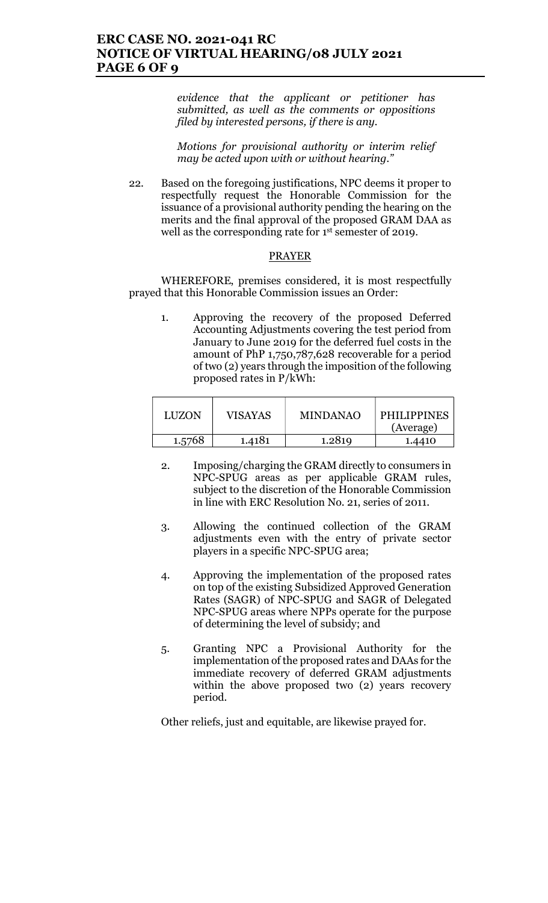*evidence that the applicant or petitioner has submitted, as well as the comments or oppositions filed by interested persons, if there is any.*

*Motions for provisional authority or interim relief may be acted upon with or without hearing."*

22. Based on the foregoing justifications, NPC deems it proper to respectfully request the Honorable Commission for the issuance of a provisional authority pending the hearing on the merits and the final approval of the proposed GRAM DAA as well as the corresponding rate for 1st semester of 2019.

## PRAYER

WHEREFORE, premises considered, it is most respectfully prayed that this Honorable Commission issues an Order:

1. Approving the recovery of the proposed Deferred Accounting Adjustments covering the test period from January to June 2019 for the deferred fuel costs in the amount of PhP 1,750,787,628 recoverable for a period of two (2) years through the imposition of the following proposed rates in P/kWh:

| LUZON | VISAYAS | MINDANAO | PHILIPPINES (Average) |
|---|---|---|---|
| 1.5768 | 1.4181 | 1.2819 | 1.4410 |

2. Imposing/charging the GRAM directly to consumers in NPC-SPUG areas as per applicable GRAM rules, subject to the discretion of the Honorable Commission in line with ERC Resolution No. 21, series of 2011.

3. Allowing the continued collection of the GRAM adjustments even with the entry of private sector players in a specific NPC-SPUG area;

4. Approving the implementation of the proposed rates on top of the existing Subsidized Approved Generation Rates (SAGR) of NPC-SPUG and SAGR of Delegated NPC-SPUG areas where NPPs operate for the purpose of determining the level of subsidy; and

5. Granting NPC a Provisional Authority for the implementation of the proposed rates and DAAs for the immediate recovery of deferred GRAM adjustments within the above proposed two (2) years recovery period.

Other reliefs, just and equitable, are likewise prayed for.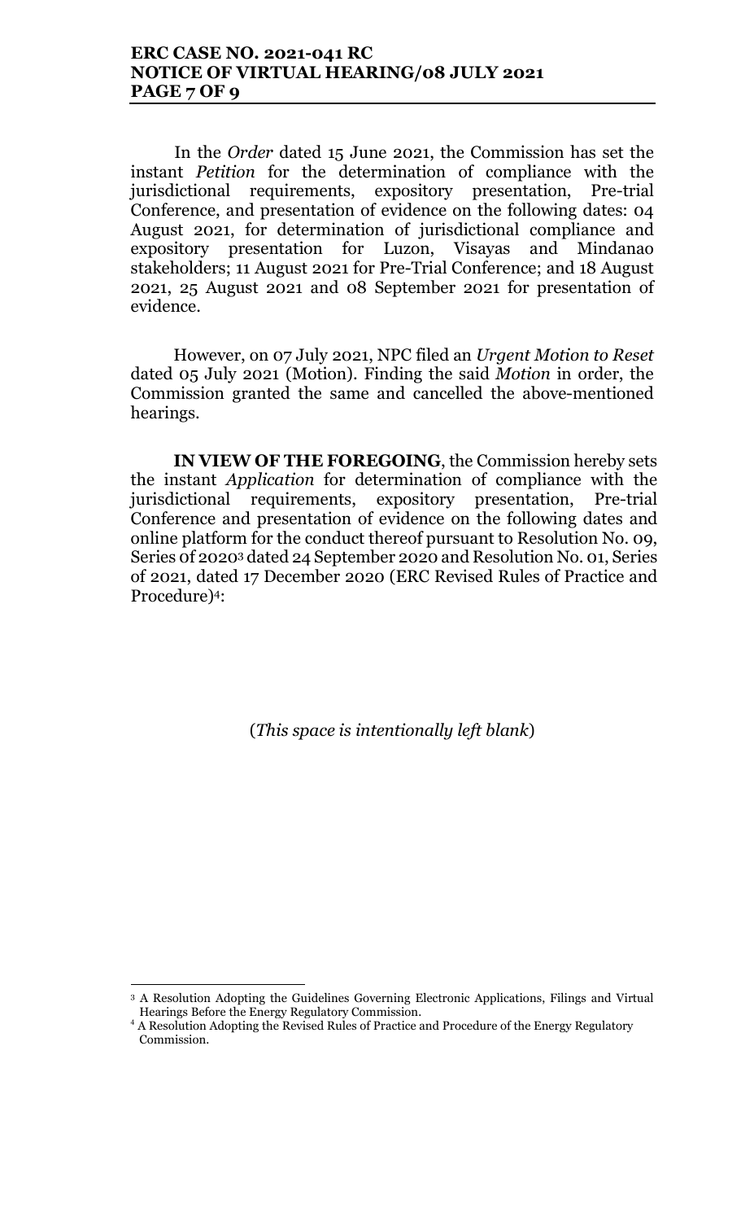In the *Order* dated 15 June 2021, the Commission has set the instant *Petition* for the determination of compliance with the jurisdictional requirements, expository presentation, Pre-trial Conference, and presentation of evidence on the following dates: 04 August 2021, for determination of jurisdictional compliance and expository presentation for Luzon, Visayas and Mindanao stakeholders; 11 August 2021 for Pre-Trial Conference; and 18 August 2021, 25 August 2021 and 08 September 2021 for presentation of evidence.

However, on 07 July 2021, NPC filed an *Urgent Motion to Reset* dated 05 July 2021 (Motion). Finding the said *Motion* in order, the Commission granted the same and cancelled the above-mentioned hearings.

**IN VIEW OF THE FOREGOING**, the Commission hereby sets the instant *Application* for determination of compliance with the jurisdictional requirements, expository presentation, Pre-trial Conference and presentation of evidence on the following dates and online platform for the conduct thereof pursuant to Resolution No. 09, Series of 2020[3] dated 24 September 2020 and Resolution No. 01, Series of 2021, dated 17 December 2020 (ERC Revised Rules of Practice and Procedure)[4]:

(*This space is intentionally left blank*)

---

[3] A Resolution Adopting the Guidelines Governing Electronic Applications, Filings and Virtual Hearings Before the Energy Regulatory Commission.

[4] A Resolution Adopting the Revised Rules of Practice and Procedure of the Energy Regulatory Commission.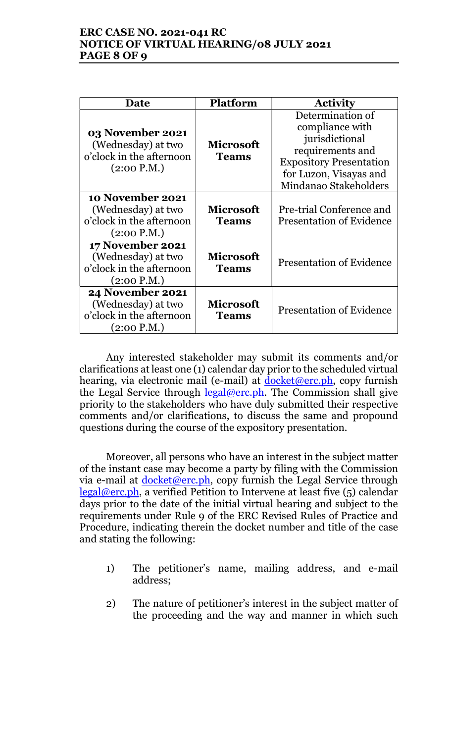| Date | Platform | Activity |
| --- | --- | --- |
| **03 November 2021** (Wednesday) at two o'clock in the afternoon (2:00 P.M.) | **Microsoft Teams** | Determination of compliance with jurisdictional requirements and Expository Presentation for Luzon, Visayas and Mindanao Stakeholders |
| **10 November 2021** (Wednesday) at two o'clock in the afternoon (2:00 P.M.) | **Microsoft Teams** | Pre-trial Conference and Presentation of Evidence |
| **17 November 2021** (Wednesday) at two o'clock in the afternoon (2:00 P.M.) | **Microsoft Teams** | Presentation of Evidence |
| **24 November 2021** (Wednesday) at two o'clock in the afternoon (2:00 P.M.) | **Microsoft Teams** | Presentation of Evidence |

Any interested stakeholder may submit its comments and/or clarifications at least one (1) calendar day prior to the scheduled virtual hearing, via electronic mail (e-mail) at docket@erc.ph, copy furnish the Legal Service through legal@erc.ph. The Commission shall give priority to the stakeholders who have duly submitted their respective comments and/or clarifications, to discuss the same and propound questions during the course of the expository presentation.

Moreover, all persons who have an interest in the subject matter of the instant case may become a party by filing with the Commission via e-mail at docket@erc.ph, copy furnish the Legal Service through legal@erc.ph, a verified Petition to Intervene at least five (5) calendar days prior to the date of the initial virtual hearing and subject to the requirements under Rule 9 of the ERC Revised Rules of Practice and Procedure, indicating therein the docket number and title of the case and stating the following:

1) The petitioner's name, mailing address, and e-mail address;

2) The nature of petitioner's interest in the subject matter of the proceeding and the way and manner in which such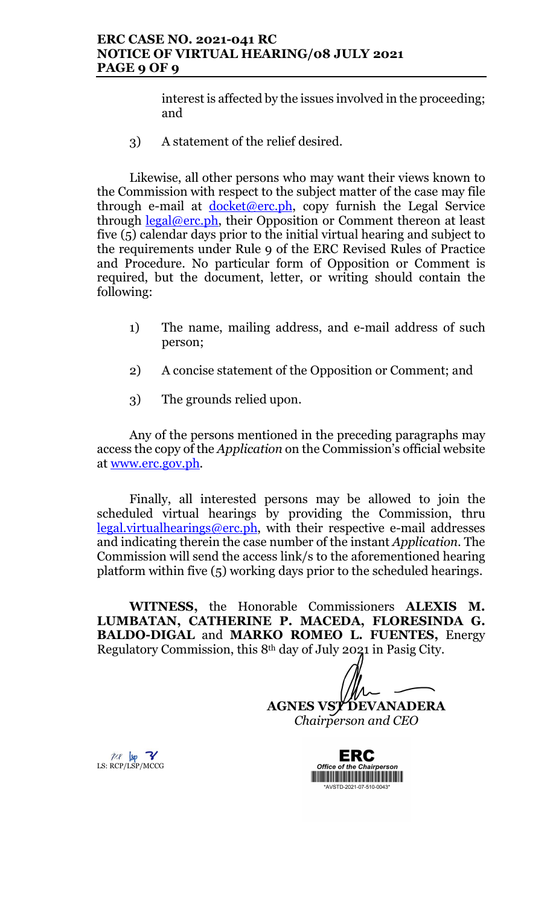interest is affected by the issues involved in the proceeding; and

3) A statement of the relief desired.

Likewise, all other persons who may want their views known to the Commission with respect to the subject matter of the case may file through e-mail at docket@erc.ph, copy furnish the Legal Service through legal@erc.ph, their Opposition or Comment thereon at least five (5) calendar days prior to the initial virtual hearing and subject to the requirements under Rule 9 of the ERC Revised Rules of Practice and Procedure. No particular form of Opposition or Comment is required, but the document, letter, or writing should contain the following:

1) The name, mailing address, and e-mail address of such person;

2) A concise statement of the Opposition or Comment; and

3) The grounds relied upon.

Any of the persons mentioned in the preceding paragraphs may access the copy of the *Application* on the Commission's official website at www.erc.gov.ph.

Finally, all interested persons may be allowed to join the scheduled virtual hearings by providing the Commission, thru legal.virtualhearings@erc.ph, with their respective e-mail addresses and indicating therein the case number of the instant *Application*. The Commission will send the access link/s to the aforementioned hearing platform within five (5) working days prior to the scheduled hearings.

**WITNESS,** the Honorable Commissioners **ALEXIS M. LUMBATAN, CATHERINE P. MACEDA, FLORESINDA G. BALDO-DIGAL** and **MARKO ROMEO L. FUENTES,** Energy Regulatory Commission, this 8th day of July 2021 in Pasig City.

**AGNES VST DEVANADERA**
*Chairperson and CEO*

LS: RCP/LSP/MCCG

ERC
*Office of the Chairperson*
*AVSTD-2021-07-510-0043*